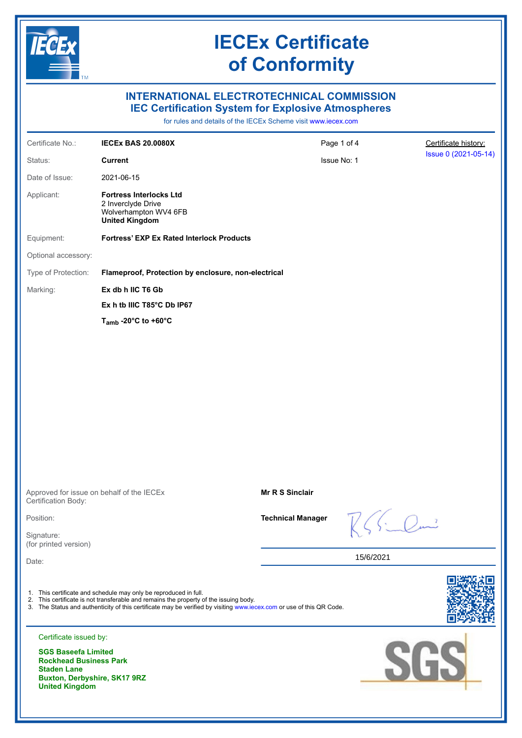# IECEx Certificate of Conformity

## INTERNATIONAL ELECTROTECHNICAL COMMISSION
## IEC Certification System for Explosive Atmospheres

for rules and details of the IECEx Scheme visit www.iecex.com

| | | | |
|---|---|---|---|
| Certificate No.: | **IECEx BAS 20.0080X** | Page 1 of 4 | Certificate history: |
| Status: | **Current** | Issue No: 1 | Issue 0 (2021-05-14) |
| Date of Issue: | 2021-06-15 | | |

Applicant: **Fortress Interlocks Ltd**
2 Inverclyde Drive
Wolverhampton WV4 6FB
**United Kingdom**

Equipment: **Fortress' EXP Ex Rated Interlock Products**

Optional accessory:

Type of Protection: **Flameproof, Protection by enclosure, non-electrical**

Marking: **Ex db h IIC T6 Gb**

**Ex h tb IIIC T85°C Db IP67**

**$T_{amb}$ -20°C to +60°C**

Approved for issue on behalf of the IECEx Certification Body: **Mr R S Sinclair**

Position: **Technical Manager**

Signature:
(for printed version)

Date: 15/6/2021

1. This certificate and schedule may only be reproduced in full.
2. This certificate is not transferable and remains the property of the issuing body.
3. The Status and authenticity of this certificate may be verified by visiting www.iecex.com or use of this QR Code.

Certificate issued by:

**SGS Baseefa Limited**
**Rockhead Business Park**
**Staden Lane**
**Buxton, Derbyshire, SK17 9RZ**
**United Kingdom**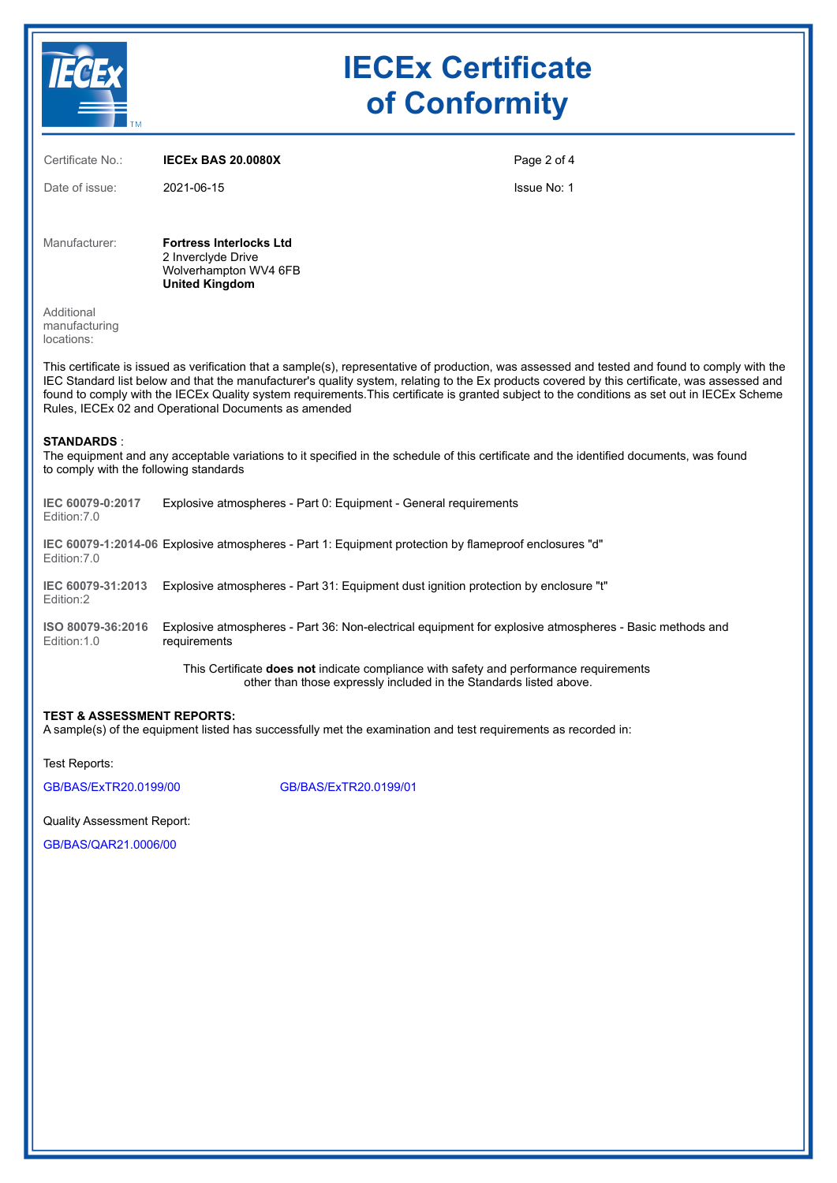# IECEx Certificate of Conformity

| | | |
|---|---|---|
| Certificate No.: | **IECEx BAS 20.0080X** | Page 2 of 4 |
| Date of issue: | 2021-06-15 | Issue No: 1 |

Manufacturer: **Fortress Interlocks Ltd**
2 Inverclyde Drive
Wolverhampton WV4 6FB
**United Kingdom**

Additional manufacturing locations:

This certificate is issued as verification that a sample(s), representative of production, was assessed and tested and found to comply with the IEC Standard list below and that the manufacturer's quality system, relating to the Ex products covered by this certificate, was assessed and found to comply with the IECEx Quality system requirements.This certificate is granted subject to the conditions as set out in IECEx Scheme Rules, IECEx 02 and Operational Documents as amended

**STANDARDS** :
The equipment and any acceptable variations to it specified in the schedule of this certificate and the identified documents, was found to comply with the following standards

**IEC 60079-0:2017** Edition:7.0 — Explosive atmospheres - Part 0: Equipment - General requirements

**IEC 60079-1:2014-06** Edition:7.0 — Explosive atmospheres - Part 1: Equipment protection by flameproof enclosures "d"

**IEC 60079-31:2013** Edition:2 — Explosive atmospheres - Part 31: Equipment dust ignition protection by enclosure "t"

**ISO 80079-36:2016** Edition:1.0 — Explosive atmospheres - Part 36: Non-electrical equipment for explosive atmospheres - Basic methods and requirements

This Certificate **does not** indicate compliance with safety and performance requirements other than those expressly included in the Standards listed above.

**TEST & ASSESSMENT REPORTS:**
A sample(s) of the equipment listed has successfully met the examination and test requirements as recorded in:

Test Reports:

GB/BAS/ExTR20.0199/00 GB/BAS/ExTR20.0199/01

Quality Assessment Report:

GB/BAS/QAR21.0006/00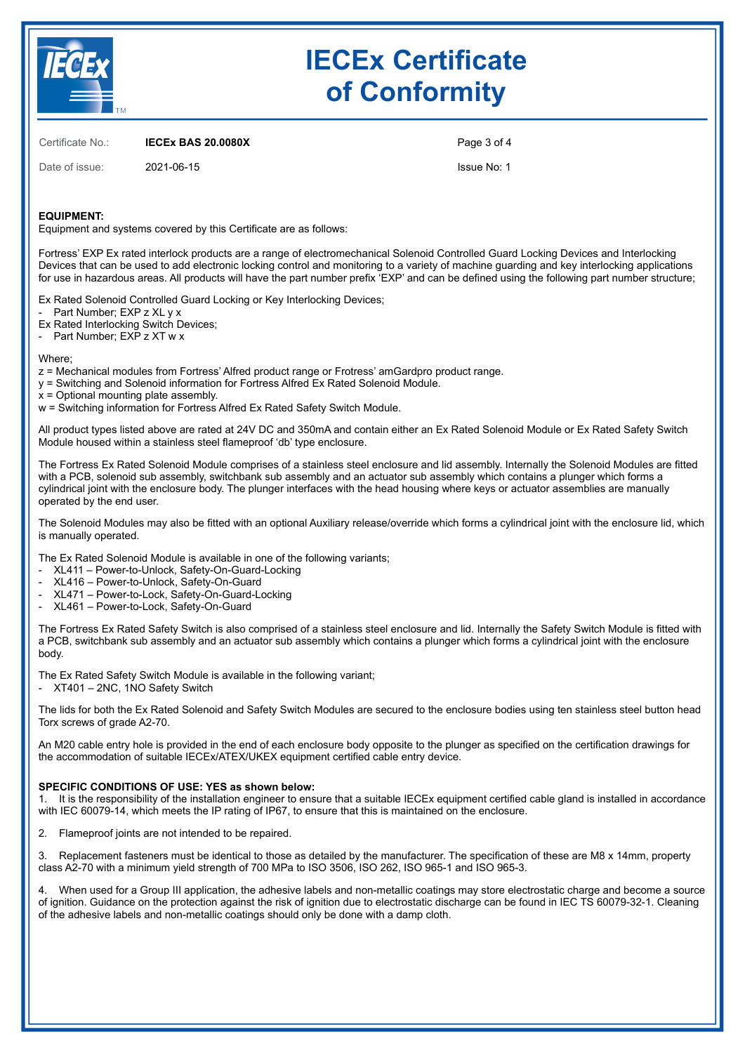# IECEx Certificate of Conformity

Certificate No.: **IECEx BAS 20.0080X**

Date of issue: 2021-06-15

Issue No: 1

**EQUIPMENT:**
Equipment and systems covered by this Certificate are as follows:

Fortress' EXP Ex rated interlock products are a range of electromechanical Solenoid Controlled Guard Locking Devices and Interlocking Devices that can be used to add electronic locking control and monitoring to a variety of machine guarding and key interlocking applications for use in hazardous areas. All products will have the part number prefix 'EXP' and can be defined using the following part number structure;

Ex Rated Solenoid Controlled Guard Locking or Key Interlocking Devices;
- Part Number; EXP z XL y x

Ex Rated Interlocking Switch Devices;
- Part Number; EXP z XT w x

Where;
z = Mechanical modules from Fortress' Alfred product range or Frotress' amGardpro product range.
y = Switching and Solenoid information for Fortress Alfred Ex Rated Solenoid Module.
x = Optional mounting plate assembly.
w = Switching information for Fortress Alfred Ex Rated Safety Switch Module.

All product types listed above are rated at 24V DC and 350mA and contain either an Ex Rated Solenoid Module or Ex Rated Safety Switch Module housed within a stainless steel flameproof 'db' type enclosure.

The Fortress Ex Rated Solenoid Module comprises of a stainless steel enclosure and lid assembly. Internally the Solenoid Modules are fitted with a PCB, solenoid sub assembly, switchbank sub assembly and an actuator sub assembly which contains a plunger which forms a cylindrical joint with the enclosure body. The plunger interfaces with the head housing where keys or actuator assemblies are manually operated by the end user.

The Solenoid Modules may also be fitted with an optional Auxiliary release/override which forms a cylindrical joint with the enclosure lid, which is manually operated.

The Ex Rated Solenoid Module is available in one of the following variants;
- XL411 – Power-to-Unlock, Safety-On-Guard-Locking
- XL416 – Power-to-Unlock, Safety-On-Guard
- XL471 – Power-to-Lock, Safety-On-Guard-Locking
- XL461 – Power-to-Lock, Safety-On-Guard

The Fortress Ex Rated Safety Switch is also comprised of a stainless steel enclosure and lid. Internally the Safety Switch Module is fitted with a PCB, switchbank sub assembly and an actuator sub assembly which contains a plunger which forms a cylindrical joint with the enclosure body.

The Ex Rated Safety Switch Module is available in the following variant;
- XT401 – 2NC, 1NO Safety Switch

The lids for both the Ex Rated Solenoid and Safety Switch Modules are secured to the enclosure bodies using ten stainless steel button head Torx screws of grade A2-70.

An M20 cable entry hole is provided in the end of each enclosure body opposite to the plunger as specified on the certification drawings for the accommodation of suitable IECEx/ATEX/UKEX equipment certified cable entry device.

**SPECIFIC CONDITIONS OF USE: YES as shown below:**

1. It is the responsibility of the installation engineer to ensure that a suitable IECEx equipment certified cable gland is installed in accordance with IEC 60079-14, which meets the IP rating of IP67, to ensure that this is maintained on the enclosure.

2. Flameproof joints are not intended to be repaired.

3. Replacement fasteners must be identical to those as detailed by the manufacturer. The specification of these are M8 x 14mm, property class A2-70 with a minimum yield strength of 700 MPa to ISO 3506, ISO 262, ISO 965-1 and ISO 965-3.

4. When used for a Group III application, the adhesive labels and non-metallic coatings may store electrostatic charge and become a source of ignition. Guidance on the protection against the risk of ignition due to electrostatic discharge can be found in IEC TS 60079-32-1. Cleaning of the adhesive labels and non-metallic coatings should only be done with a damp cloth.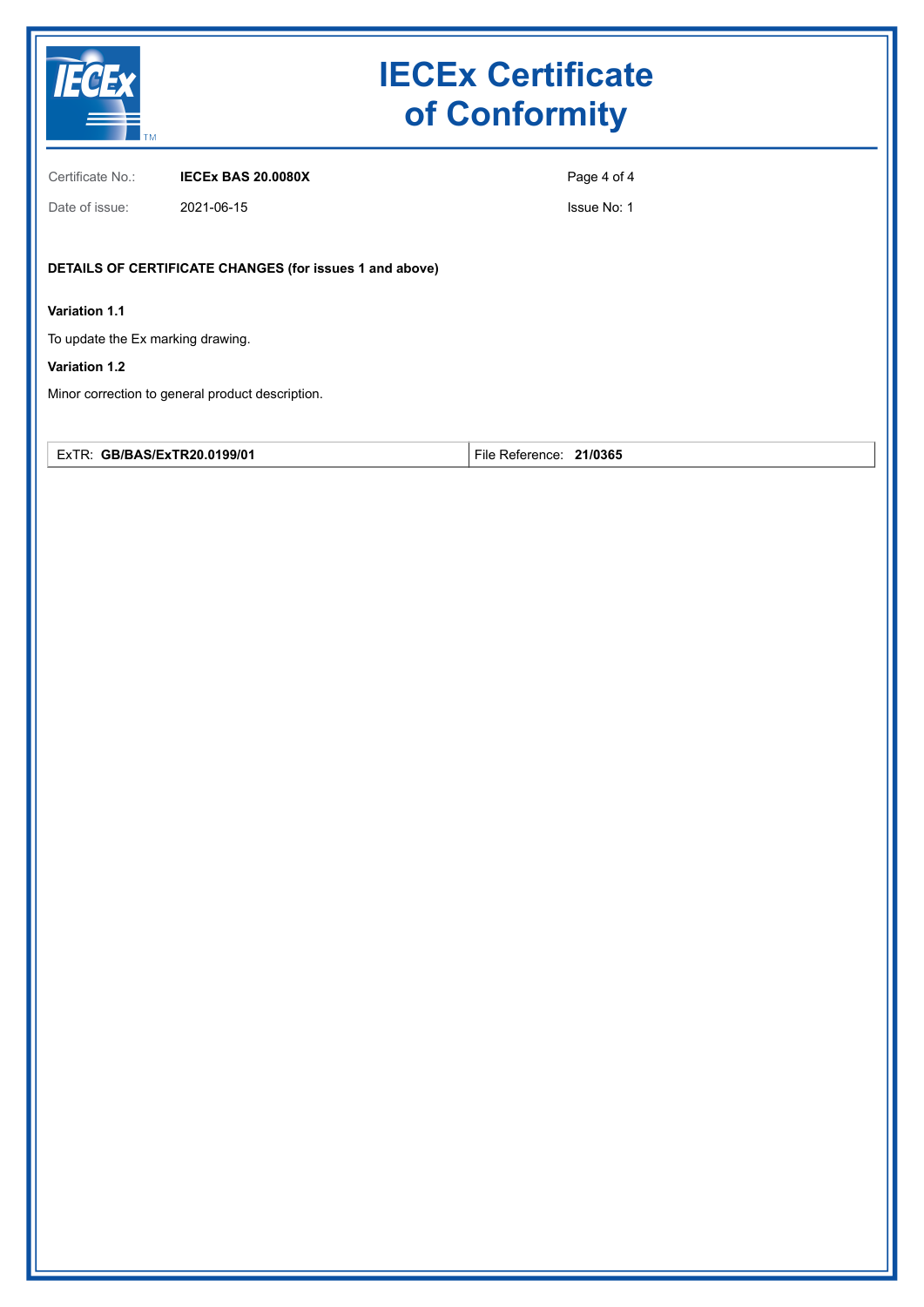# IECEx Certificate of Conformity

| | |
|---|---|
| Certificate No.: | **IECEx BAS 20.0080X** |
| Date of issue: | 2021-06-15 |
| Issue No: | 1 |

**DETAILS OF CERTIFICATE CHANGES (for issues 1 and above)**

**Variation 1.1**

To update the Ex marking drawing.

**Variation 1.2**

Minor correction to general product description.

| | |
|---|---|
| ExTR: **GB/BAS/ExTR20.0199/01** | File Reference: **21/0365** |